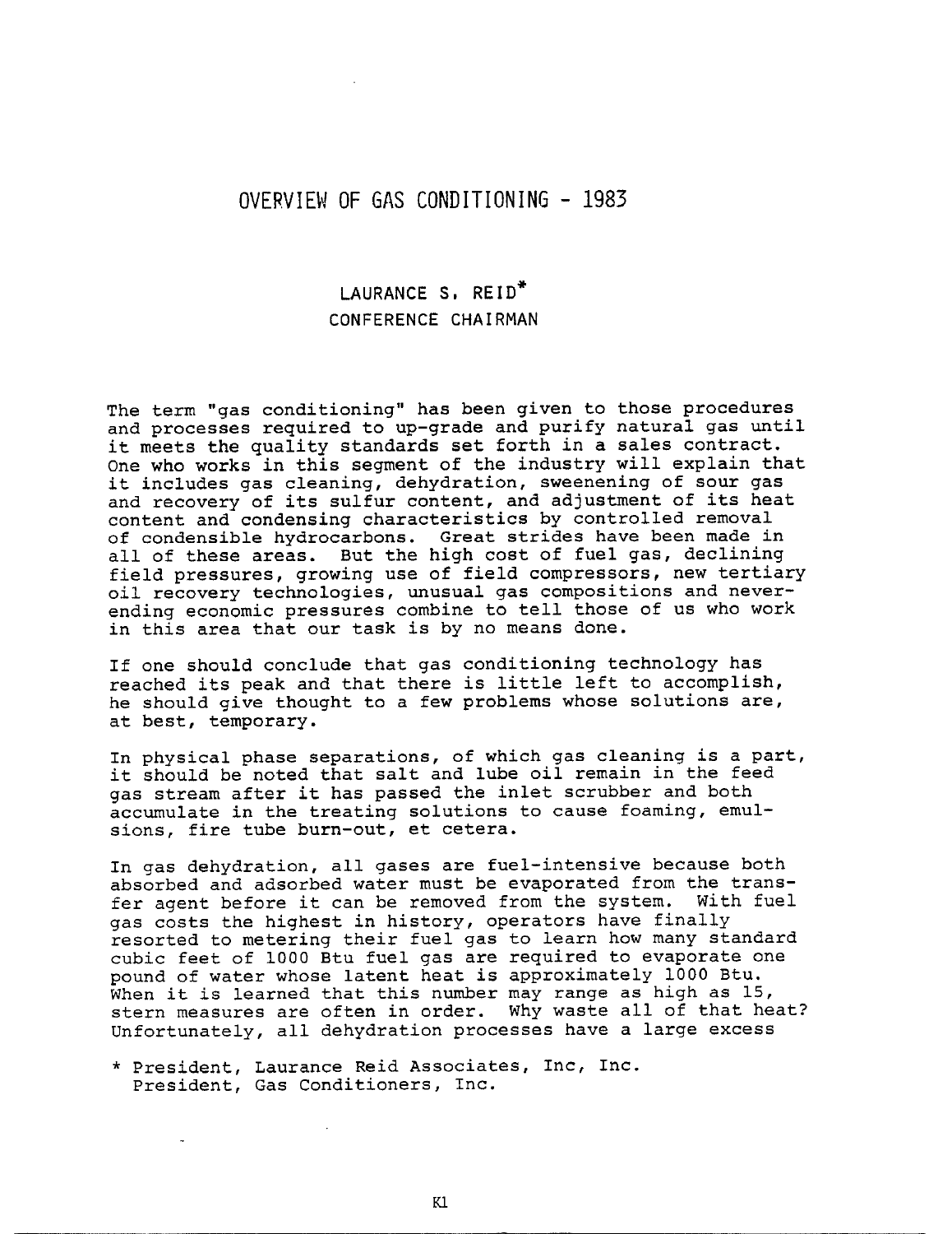# OVERVIEW OF GAS CONDITIONING - 1983

LAURANCE S. REID*
CONFERENCE CHAIRMAN

The term "gas conditioning" has been given to those procedures and processes required to up-grade and purify natural gas until it meets the quality standards set forth in a sales contract. One who works in this segment of the industry will explain that it includes gas cleaning, dehydration, sweenening of sour gas and recovery of its sulfur content, and adjustment of its heat content and condensing characteristics by controlled removal of condensible hydrocarbons. Great strides have been made in all of these areas. But the high cost of fuel gas, declining field pressures, growing use of field compressors, new tertiary oil recovery technologies, unusual gas compositions and never-ending economic pressures combine to tell those of us who work in this area that our task is by no means done.

If one should conclude that gas conditioning technology has reached its peak and that there is little left to accomplish, he should give thought to a few problems whose solutions are, at best, temporary.

In physical phase separations, of which gas cleaning is a part, it should be noted that salt and lube oil remain in the feed gas stream after it has passed the inlet scrubber and both accumulate in the treating solutions to cause foaming, emulsions, fire tube burn-out, et cetera.

In gas dehydration, all gases are fuel-intensive because both absorbed and adsorbed water must be evaporated from the transfer agent before it can be removed from the system. With fuel gas costs the highest in history, operators have finally resorted to metering their fuel gas to learn how many standard cubic feet of 1000 Btu fuel gas are required to evaporate one pound of water whose latent heat is approximately 1000 Btu. When it is learned that this number may range as high as 15, stern measures are often in order. Why waste all of that heat? Unfortunately, all dehydration processes have a large excess

\* President, Laurance Reid Associates, Inc, Inc.
President, Gas Conditioners, Inc.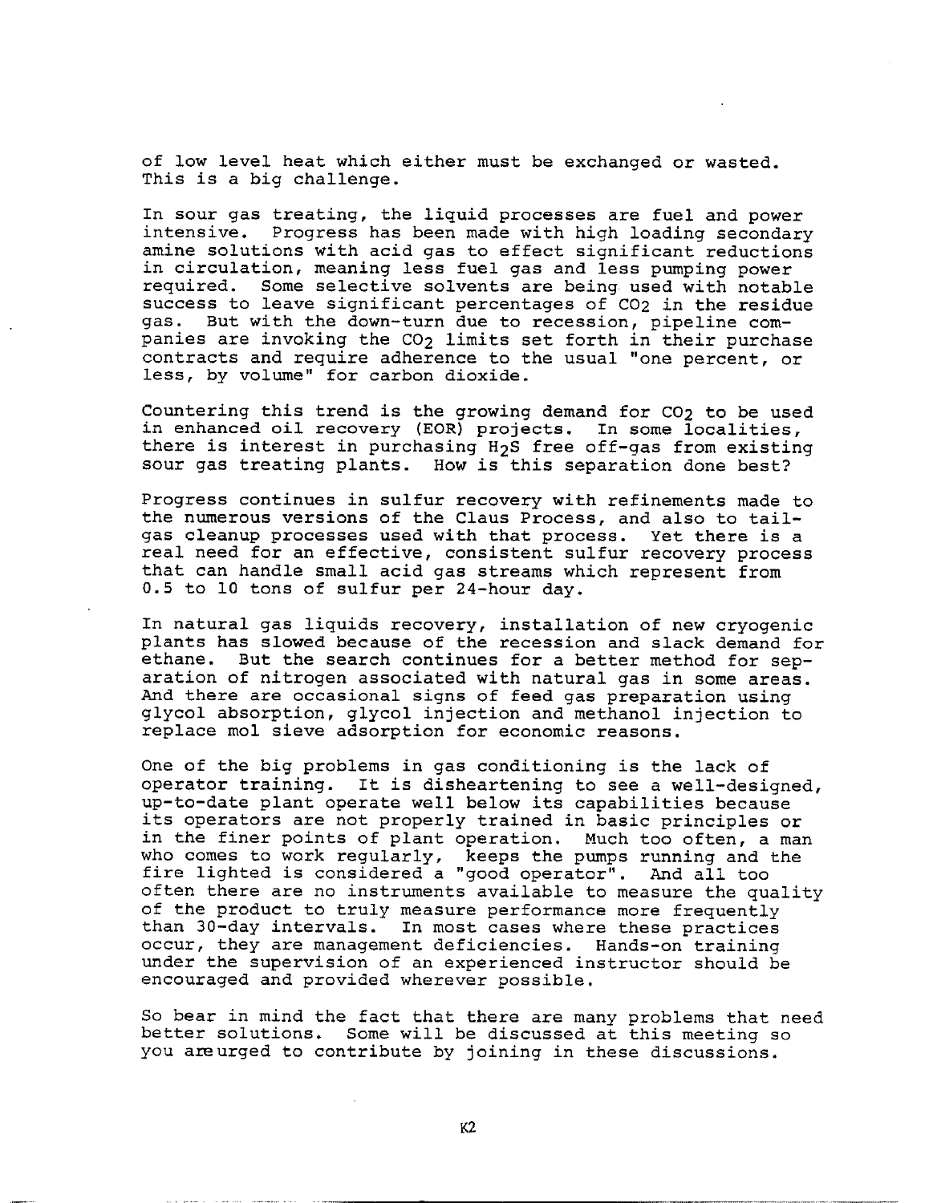of low level heat which either must be exchanged or wasted. This is a big challenge.

In sour gas treating, the liquid processes are fuel and power intensive. Progress has been made with high loading secondary amine solutions with acid gas to effect significant reductions in circulation, meaning less fuel gas and less pumping power required. Some selective solvents are being used with notable success to leave significant percentages of $CO_2$ in the residue gas. But with the down-turn due to recession, pipeline companies are invoking the $CO_2$ limits set forth in their purchase contracts and require adherence to the usual "one percent, or less, by volume" for carbon dioxide.

Countering this trend is the growing demand for $CO_2$ to be used in enhanced oil recovery (EOR) projects. In some localities, there is interest in purchasing $H_2S$ free off-gas from existing sour gas treating plants. How is this separation done best?

Progress continues in sulfur recovery with refinements made to the numerous versions of the Claus Process, and also to tail-gas cleanup processes used with that process. Yet there is a real need for an effective, consistent sulfur recovery process that can handle small acid gas streams which represent from 0.5 to 10 tons of sulfur per 24-hour day.

In natural gas liquids recovery, installation of new cryogenic plants has slowed because of the recession and slack demand for ethane. But the search continues for a better method for separation of nitrogen associated with natural gas in some areas. And there are occasional signs of feed gas preparation using glycol absorption, glycol injection and methanol injection to replace mol sieve adsorption for economic reasons.

One of the big problems in gas conditioning is the lack of operator training. It is disheartening to see a well-designed, up-to-date plant operate well below its capabilities because its operators are not properly trained in basic principles or in the finer points of plant operation. Much too often, a man who comes to work regularly, keeps the pumps running and the fire lighted is considered a "good operator". And all too often there are no instruments available to measure the quality of the product to truly measure performance more frequently than 30-day intervals. In most cases where these practices occur, they are management deficiencies. Hands-on training under the supervision of an experienced instructor should be encouraged and provided wherever possible.

So bear in mind the fact that there are many problems that need better solutions. Some will be discussed at this meeting so you are urged to contribute by joining in these discussions.